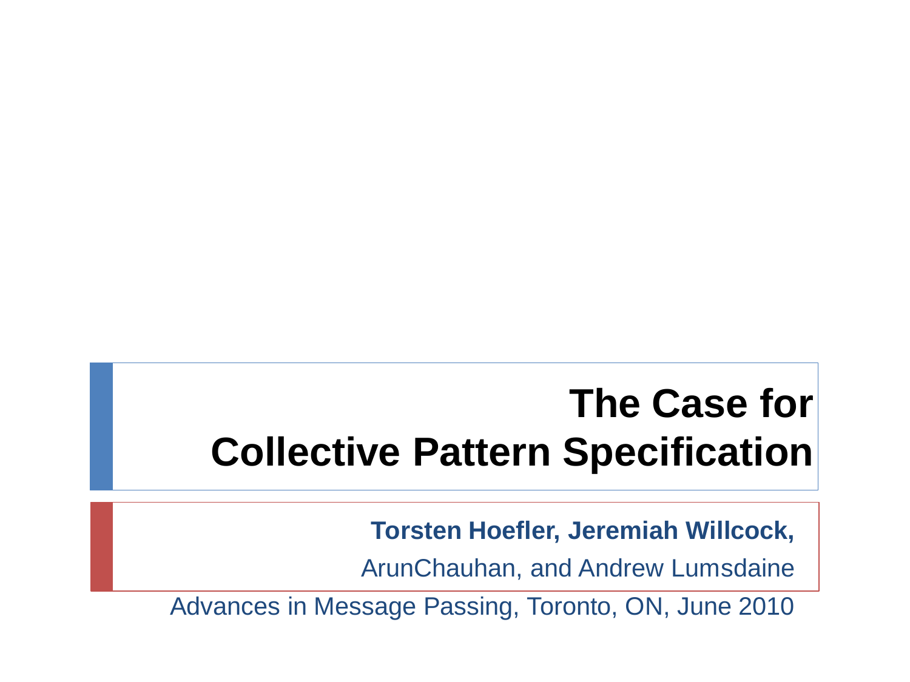# The Case for Collective Pattern Specification

**Torsten Hoefler, Jeremiah Willcock,**

ArunChauhan, and Andrew Lumsdaine

Advances in Message Passing, Toronto, ON, June 2010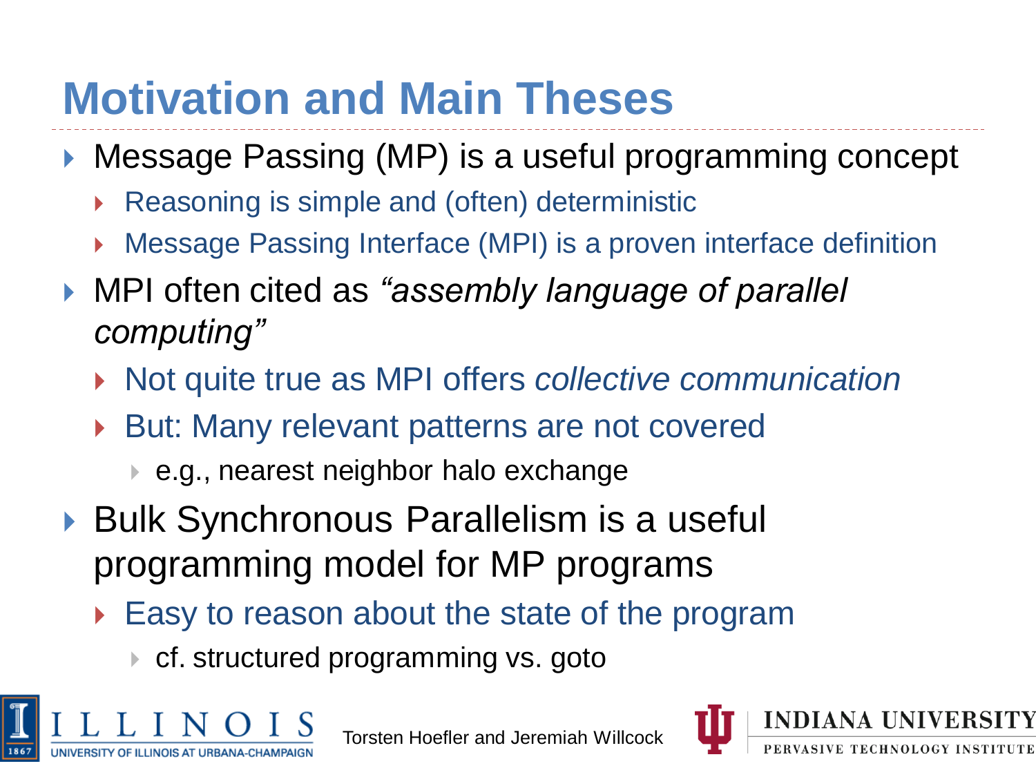# Motivation and Main Theses

- Message Passing (MP) is a useful programming concept
  - Reasoning is simple and (often) deterministic
  - Message Passing Interface (MPI) is a proven interface definition
- MPI often cited as *"assembly language of parallel computing"*
  - Not quite true as MPI offers *collective communication*
  - But: Many relevant patterns are not covered
    - e.g., nearest neighbor halo exchange
- Bulk Synchronous Parallelism is a useful programming model for MP programs
  - Easy to reason about the state of the program
    - cf. structured programming vs. goto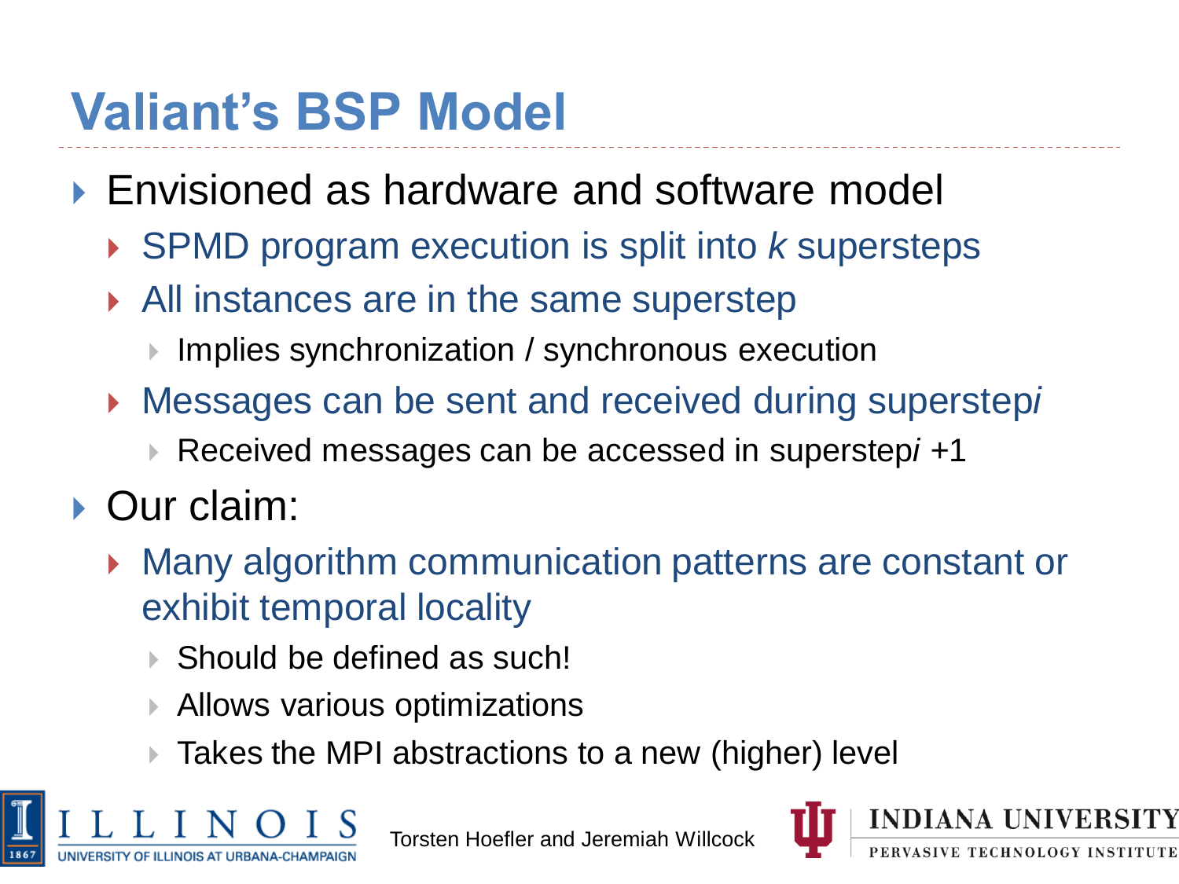# Valiant's BSP Model

- Envisioned as hardware and software model
  - SPMD program execution is split into *k* supersteps
  - All instances are in the same superstep
    - Implies synchronization / synchronous execution
  - Messages can be sent and received during superstep *i*
    - Received messages can be accessed in superstep *i* +1
- Our claim:
  - Many algorithm communication patterns are constant or exhibit temporal locality
    - Should be defined as such!
    - Allows various optimizations
    - Takes the MPI abstractions to a new (higher) level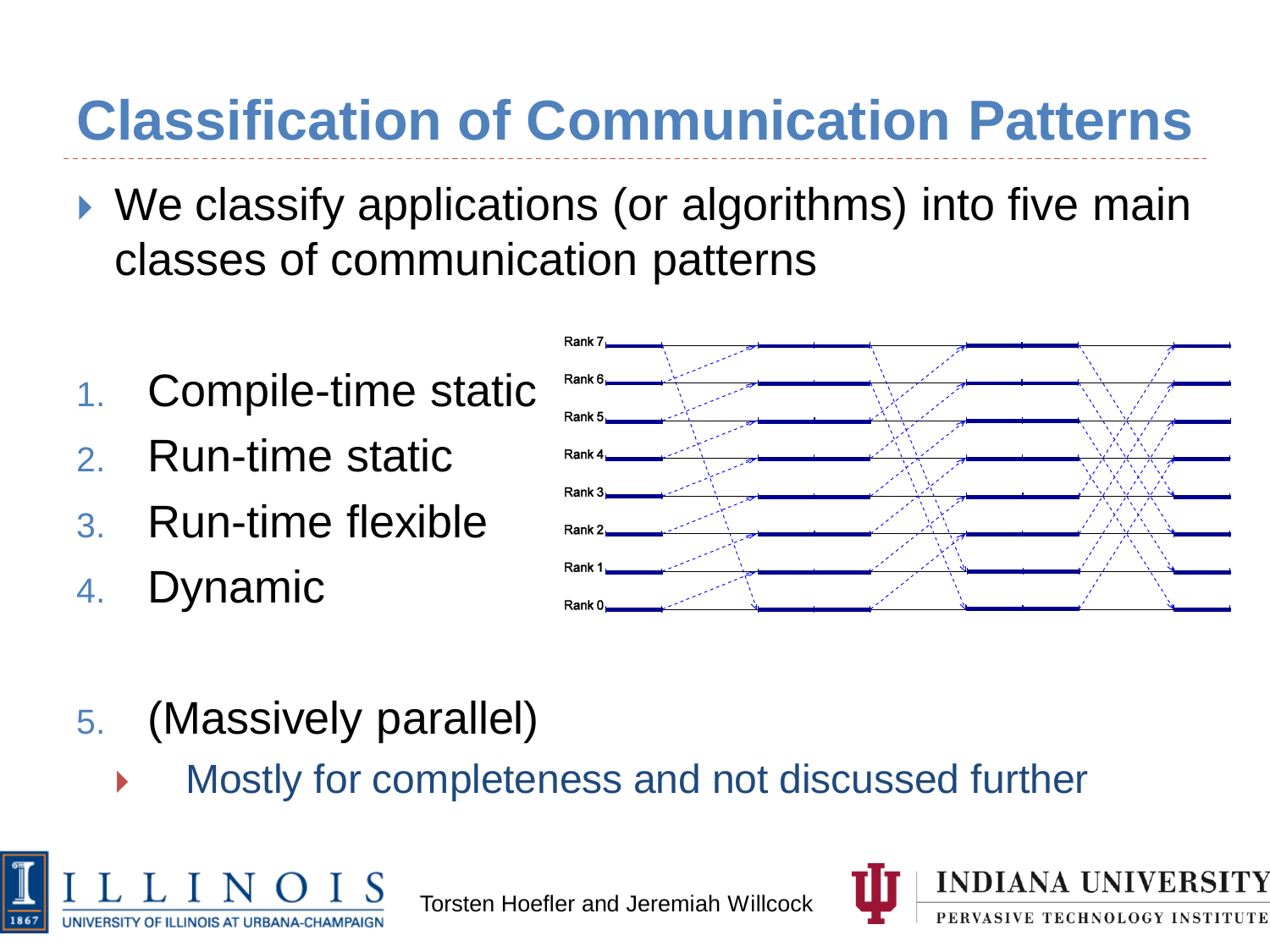# Classification of Communication Patterns

- We classify applications (or algorithms) into five main classes of communication patterns

1. Compile-time static
2. Run-time static
3. Run-time flexible
4. Dynamic
5. (Massively parallel)
   - Mostly for completeness and not discussed further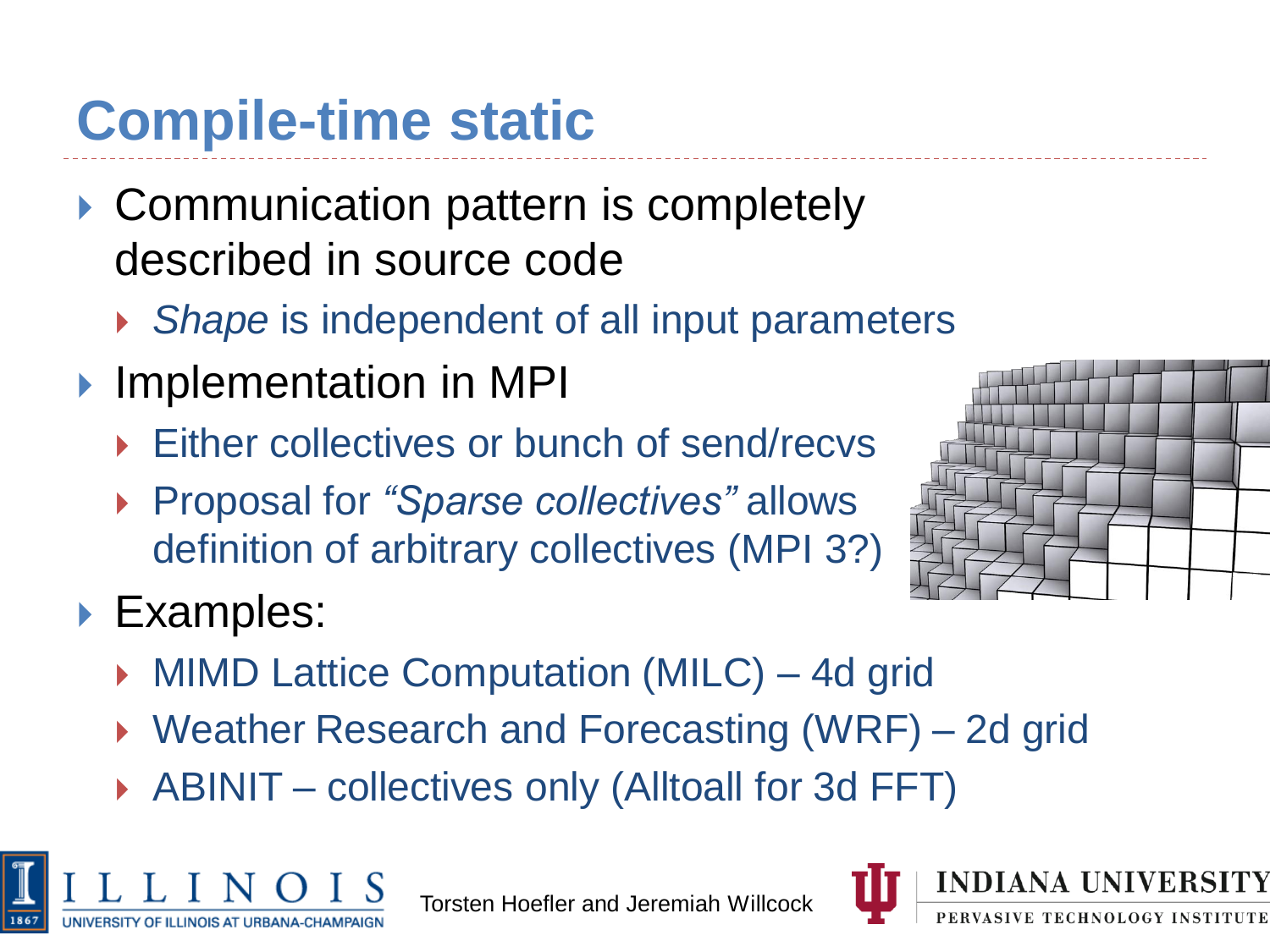# Compile-time static

- Communication pattern is completely described in source code
  - *Shape* is independent of all input parameters
- Implementation in MPI
  - Either collectives or bunch of send/recvs
  - Proposal for *"Sparse collectives"* allows definition of arbitrary collectives (MPI 3?)
- Examples:
  - MIMD Lattice Computation (MILC) – 4d grid
  - Weather Research and Forecasting (WRF) – 2d grid
  - ABINIT – collectives only (Alltoall for 3d FFT)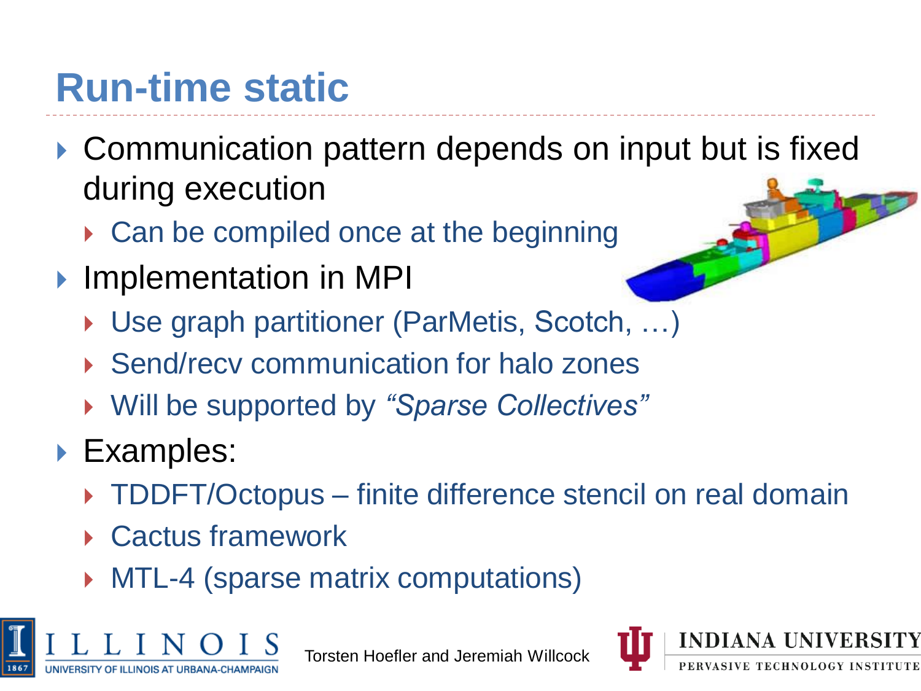# Run-time static

- Communication pattern depends on input but is fixed during execution
  - Can be compiled once at the beginning
- Implementation in MPI
  - Use graph partitioner (ParMetis, Scotch, …)
  - Send/recv communication for halo zones
  - Will be supported by *"Sparse Collectives"*
- Examples:
  - TDDFT/Octopus – finite difference stencil on real domain
  - Cactus framework
  - MTL-4 (sparse matrix computations)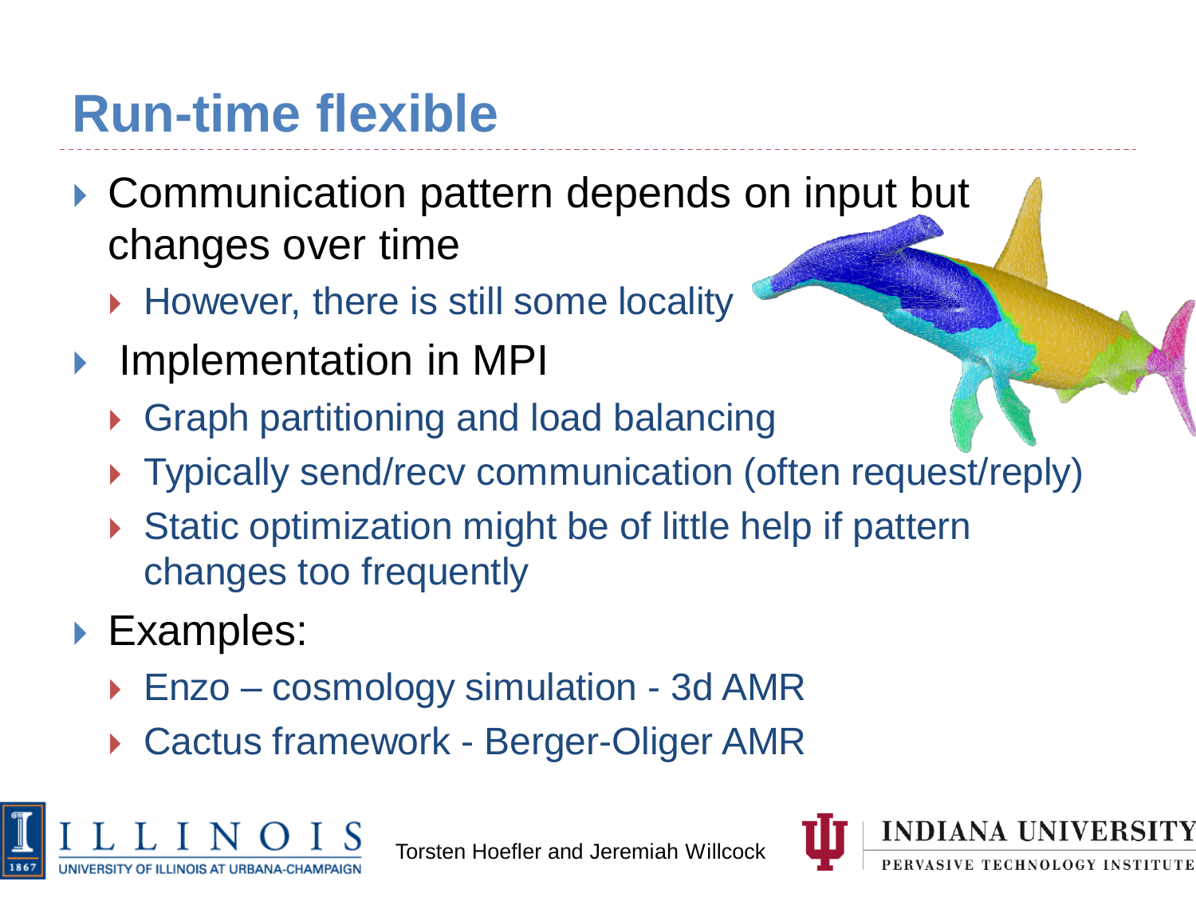# Run-time flexible

- Communication pattern depends on input but changes over time
  - However, there is still some locality
- Implementation in MPI
  - Graph partitioning and load balancing
  - Typically send/recv communication (often request/reply)
  - Static optimization might be of little help if pattern changes too frequently
- Examples:
  - Enzo – cosmology simulation - 3d AMR
  - Cactus framework - Berger-Oliger AMR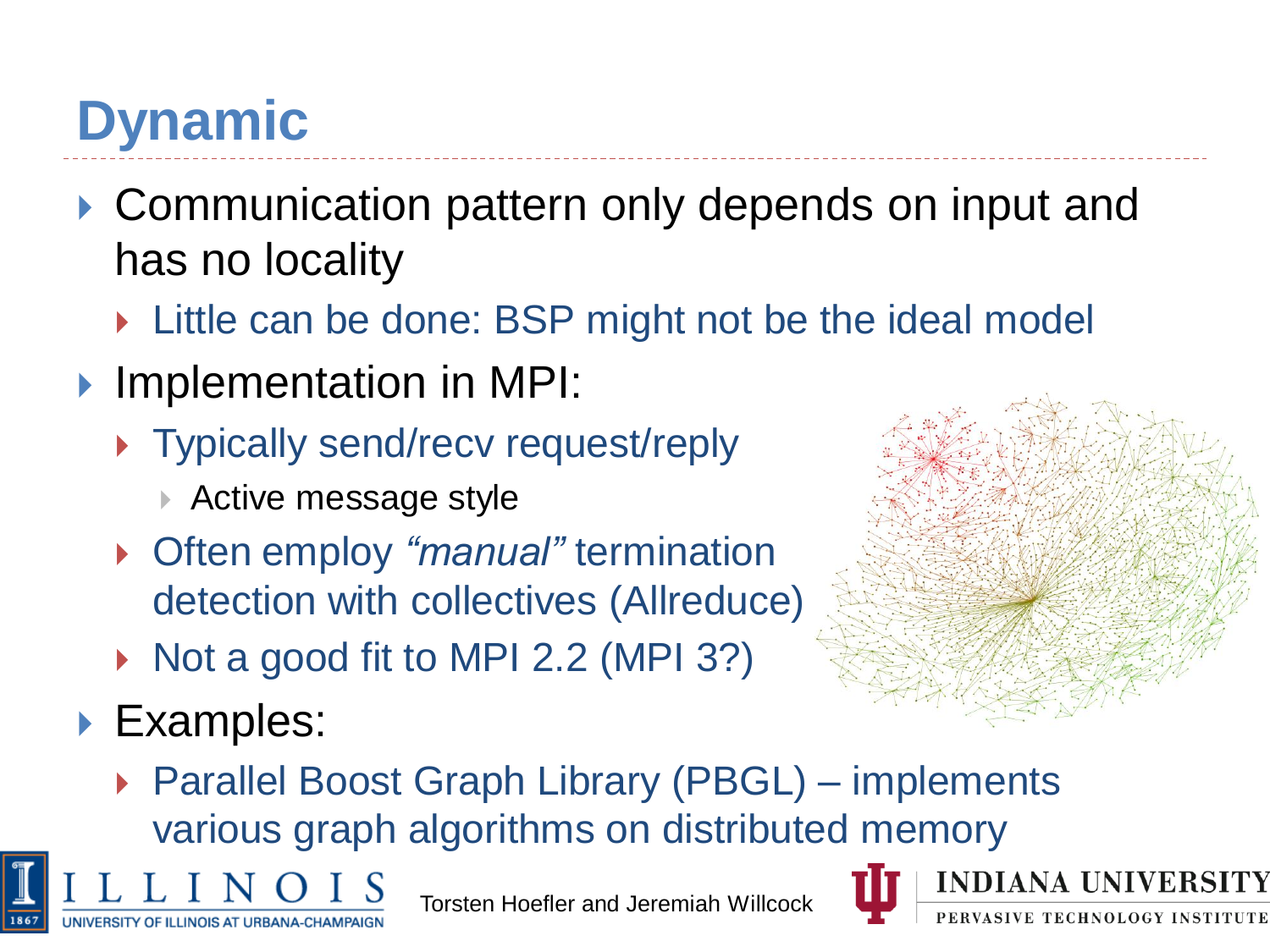# Dynamic

- Communication pattern only depends on input and has no locality
  - Little can be done: BSP might not be the ideal model
- Implementation in MPI:
  - Typically send/recv request/reply
    - Active message style
  - Often employ *"manual"* termination detection with collectives (Allreduce)
  - Not a good fit to MPI 2.2 (MPI 3?)
- Examples:
  - Parallel Boost Graph Library (PBGL) – implements various graph algorithms on distributed memory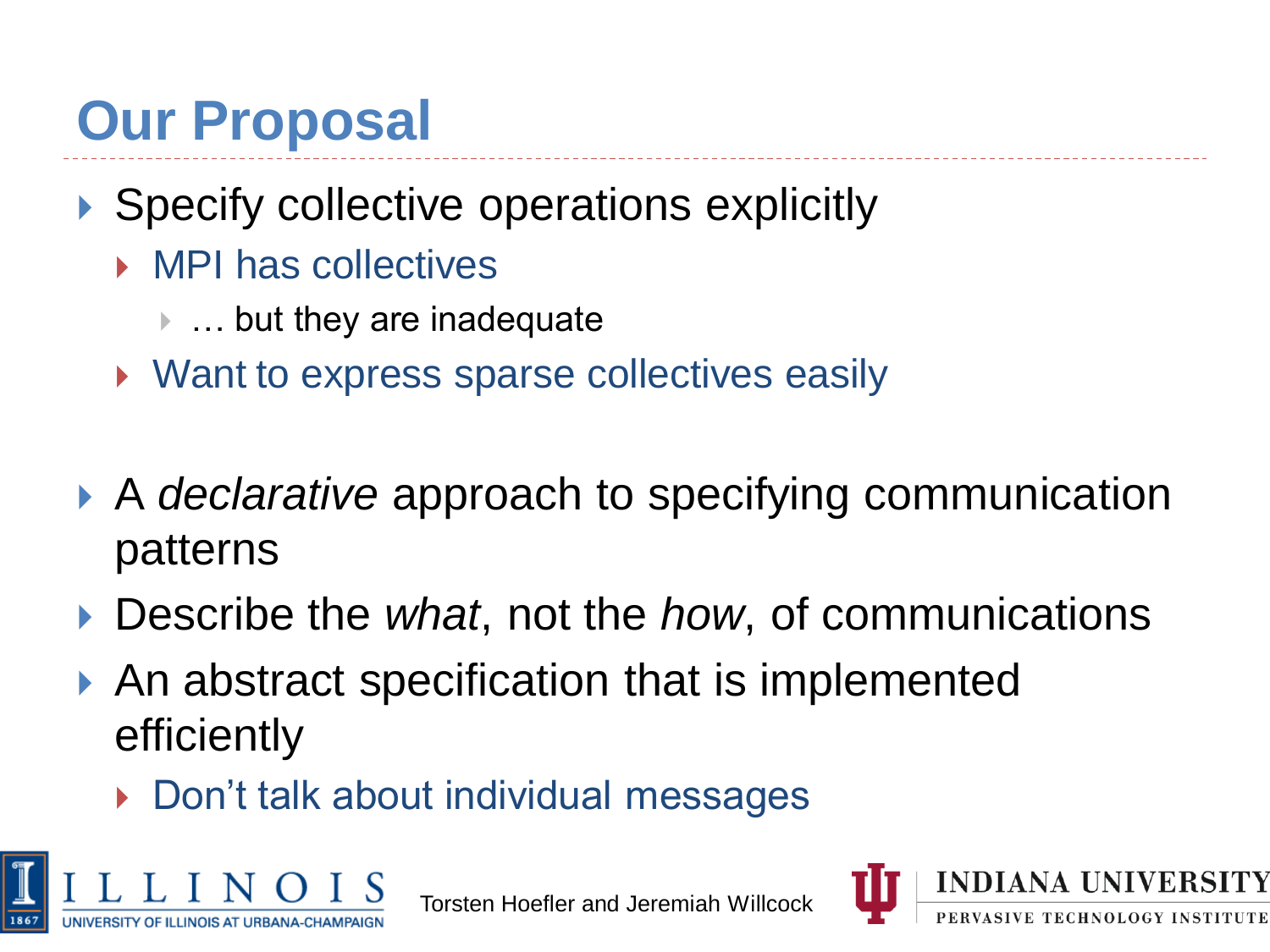# Our Proposal

- Specify collective operations explicitly
  - MPI has collectives
    - … but they are inadequate
  - Want to express sparse collectives easily

- A *declarative* approach to specifying communication patterns
- Describe the *what*, not the *how*, of communications
- An abstract specification that is implemented efficiently
  - Don’t talk about individual messages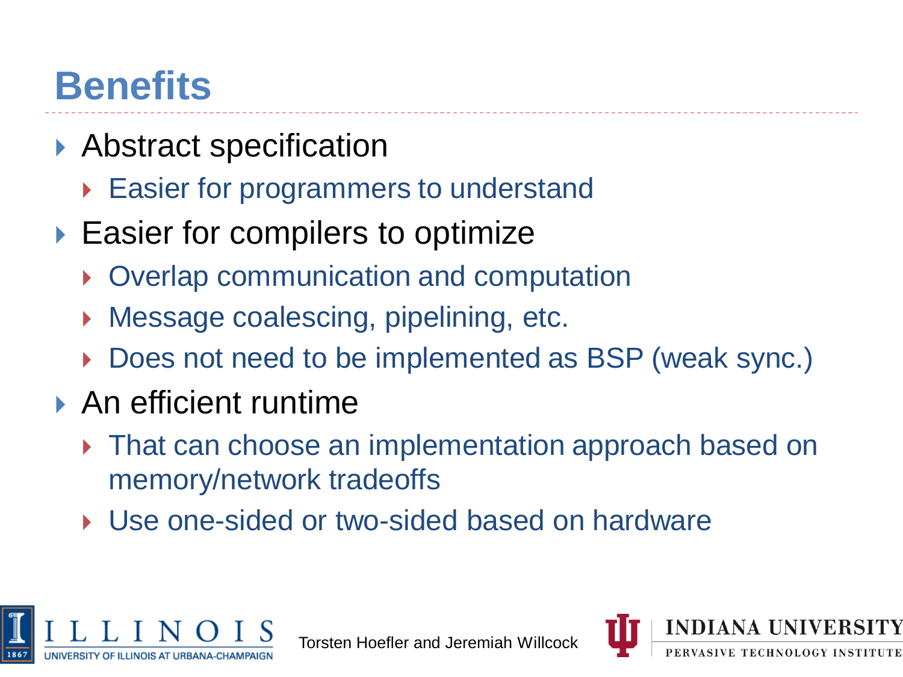# Benefits

- Abstract specification
  - Easier for programmers to understand
- Easier for compilers to optimize
  - Overlap communication and computation
  - Message coalescing, pipelining, etc.
  - Does not need to be implemented as BSP (weak sync.)
- An efficient runtime
  - That can choose an implementation approach based on memory/network tradeoffs
  - Use one-sided or two-sided based on hardware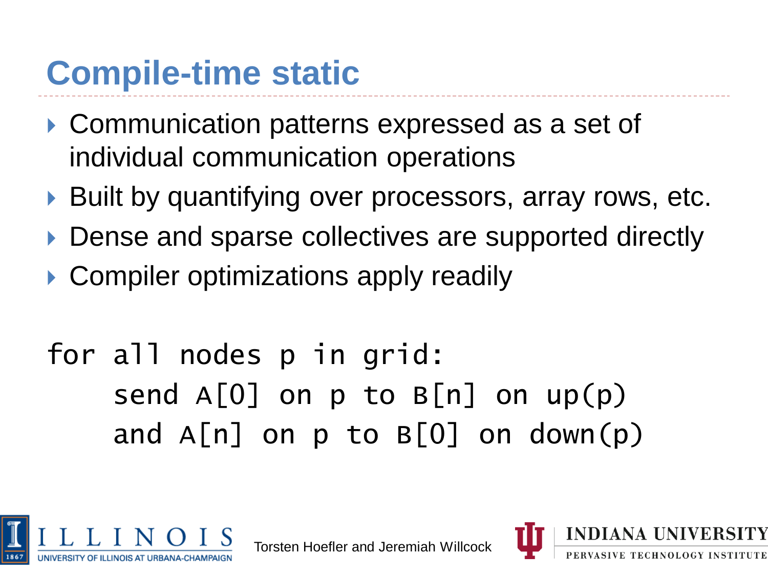# Compile-time static

- Communication patterns expressed as a set of individual communication operations
- Built by quantifying over processors, array rows, etc.
- Dense and sparse collectives are supported directly
- Compiler optimizations apply readily

```
for all nodes p in grid:
    send A[0] on p to B[n] on up(p)
    and A[n] on p to B[0] on down(p)
```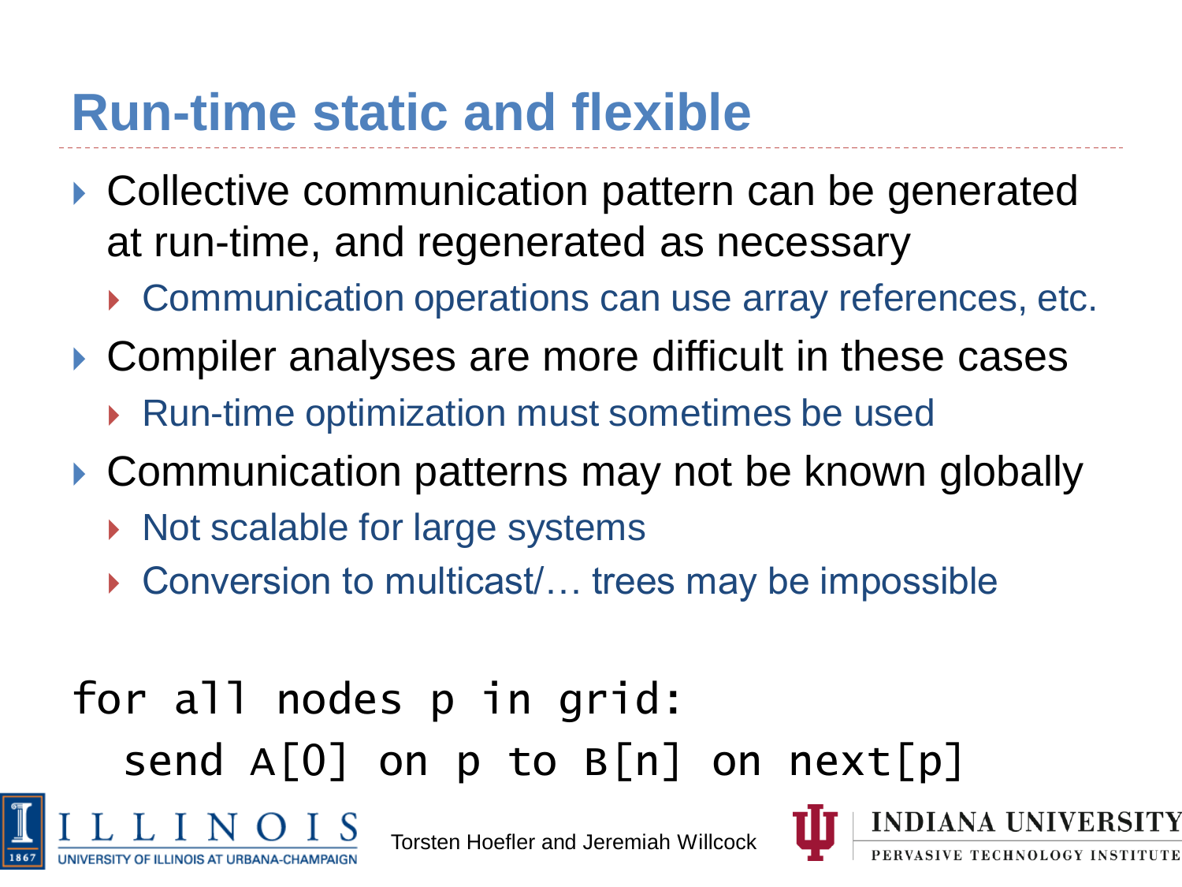# Run-time static and flexible

- Collective communication pattern can be generated at run-time, and regenerated as necessary
  - Communication operations can use array references, etc.
- Compiler analyses are more difficult in these cases
  - Run-time optimization must sometimes be used
- Communication patterns may not be known globally
  - Not scalable for large systems
  - Conversion to multicast/… trees may be impossible

```
for all nodes p in grid:
  send A[0] on p to B[n] on next[p]
```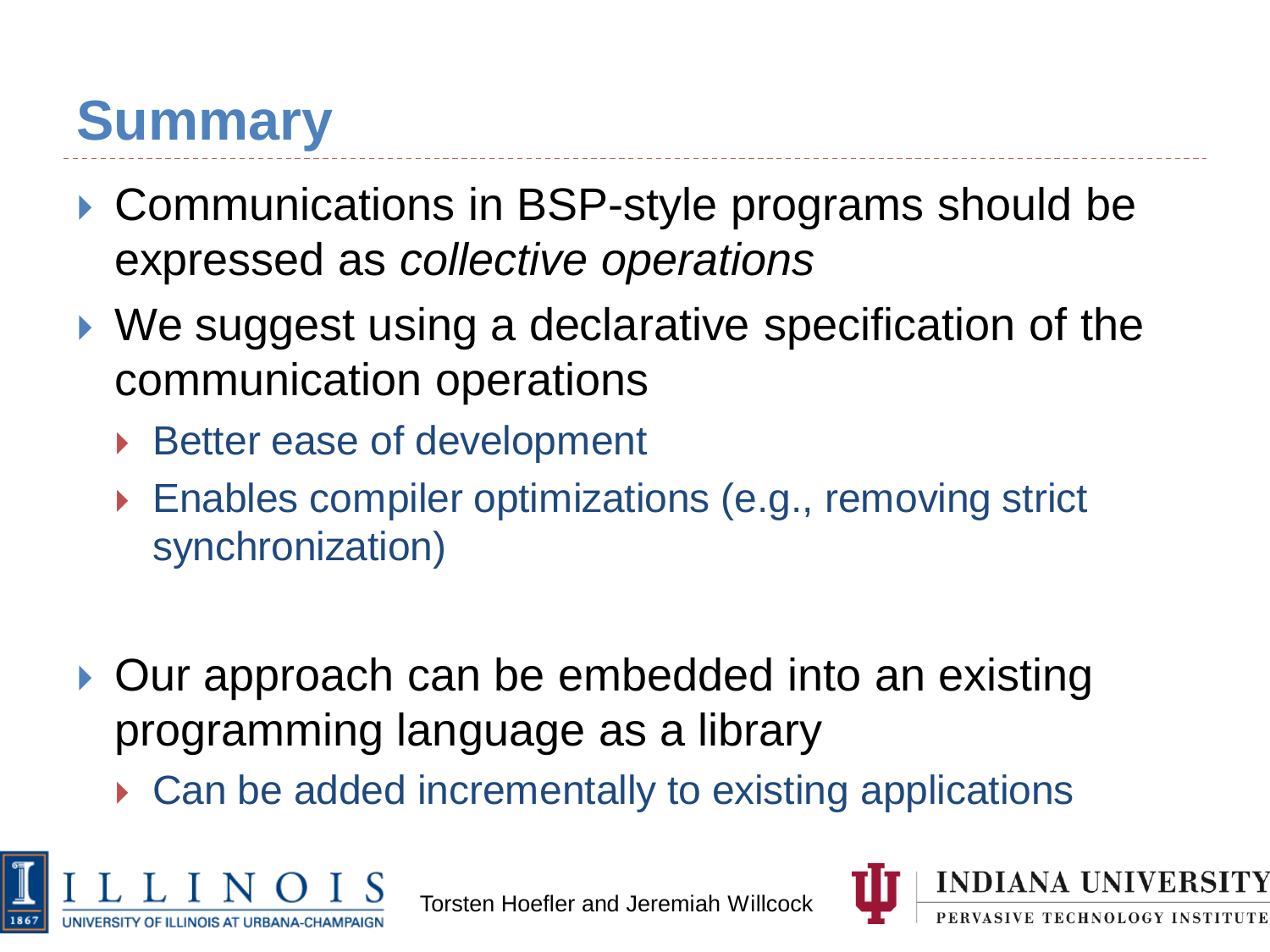# Summary

- Communications in BSP-style programs should be expressed as *collective operations*
- We suggest using a declarative specification of the communication operations
  - Better ease of development
  - Enables compiler optimizations (e.g., removing strict synchronization)
- Our approach can be embedded into an existing programming language as a library
  - Can be added incrementally to existing applications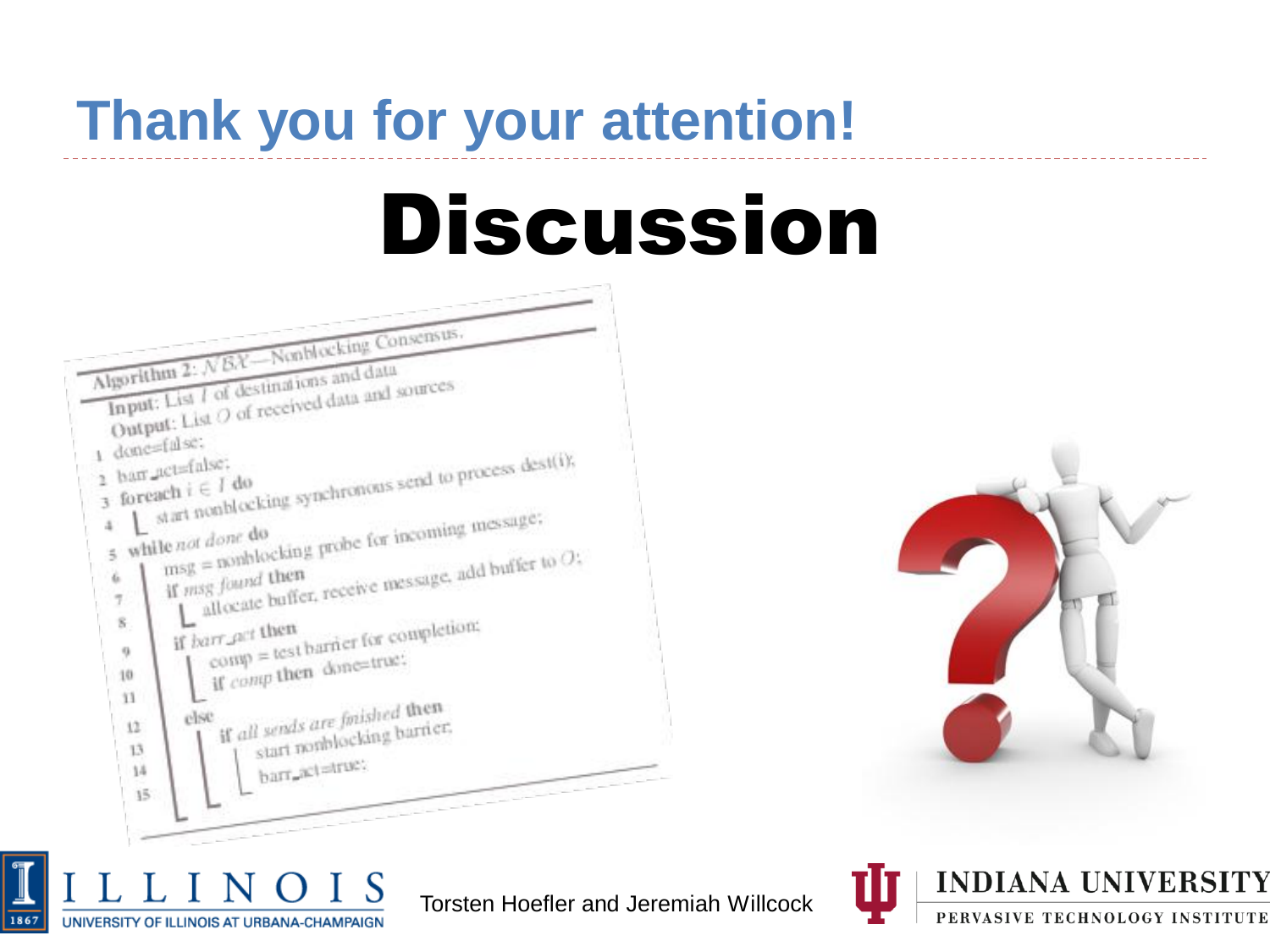# Thank you for your attention!

# Discussion

**Algorithm 2:** $\mathcal{NBX}$—Nonblocking Consensus.

**Input**: List $I$ of destinations and data
**Output**: List $O$ of received data and sources

```
1  done=false;
2  barr_act=false;
3  foreach i ∈ I do
4      start nonblocking synchronous send to process dest(i);
5  while not done do
6      msg = nonblocking probe for incoming message;
7      if msg found then
8          allocate buffer, receive message, add buffer to O;
9      if barr_act then
10         comp = test barrier for completion;
11         if comp then done=true;
12     else
13         if all sends are finished then
14             start nonblocking barrier;
15             barr_act=true;
```

Torsten Hoefler and Jeremiah Willcock